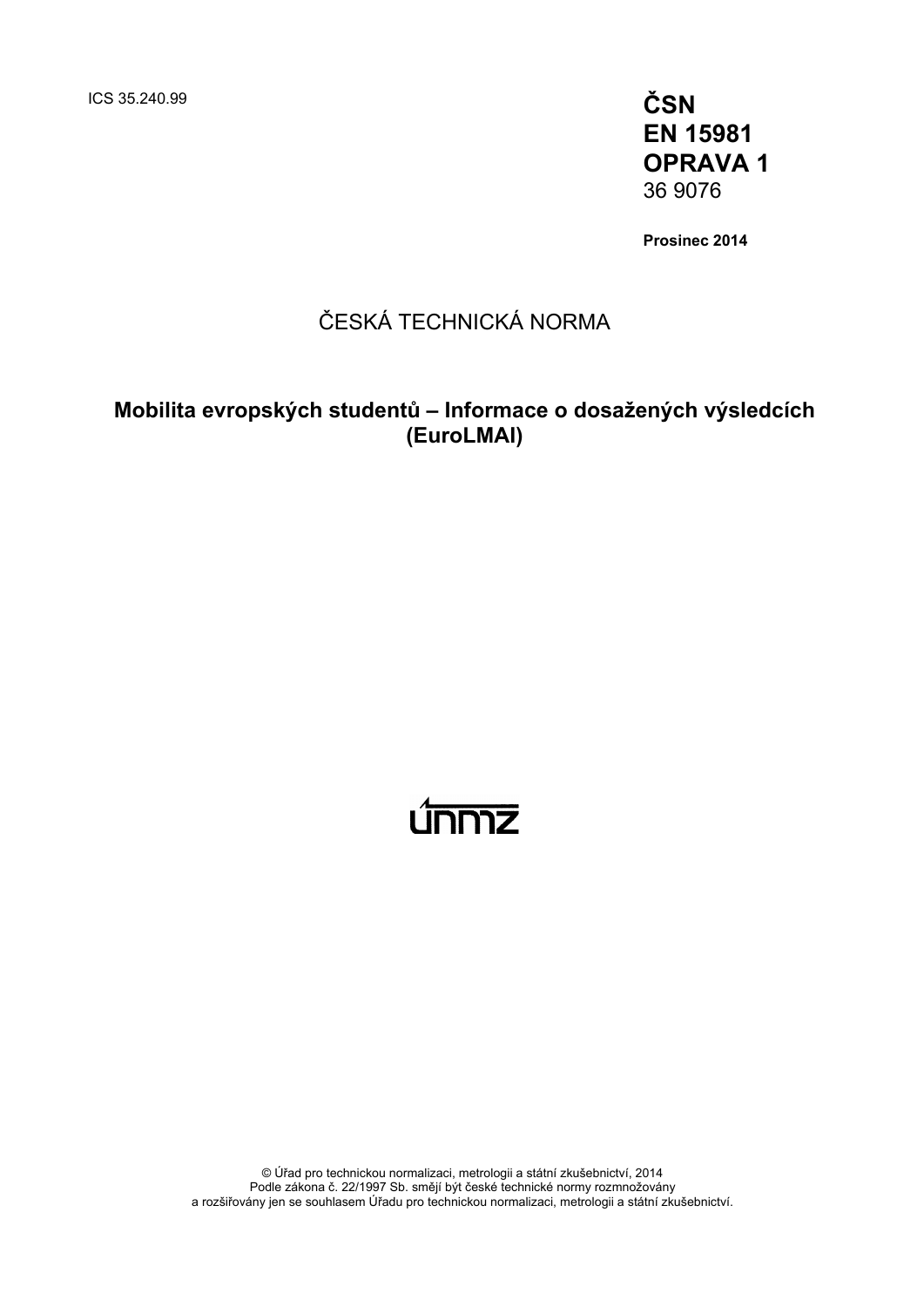ICS 35.240.99

**ČSN**
**EN 15981**
**OPRAVA 1**
36 9076

**Prosinec 2014**

ČESKÁ TECHNICKÁ NORMA

# Mobilita evropských studentů – Informace o dosažených výsledcích (EuroLMAI)

únmz

© Úřad pro technickou normalizaci, metrologii a státní zkušebnictví, 2014
Podle zákona č. 22/1997 Sb. smějí být české technické normy rozmnožovány
a rozšiřovány jen se souhlasem Úřadu pro technickou normalizaci, metrologii a státní zkušebnictví.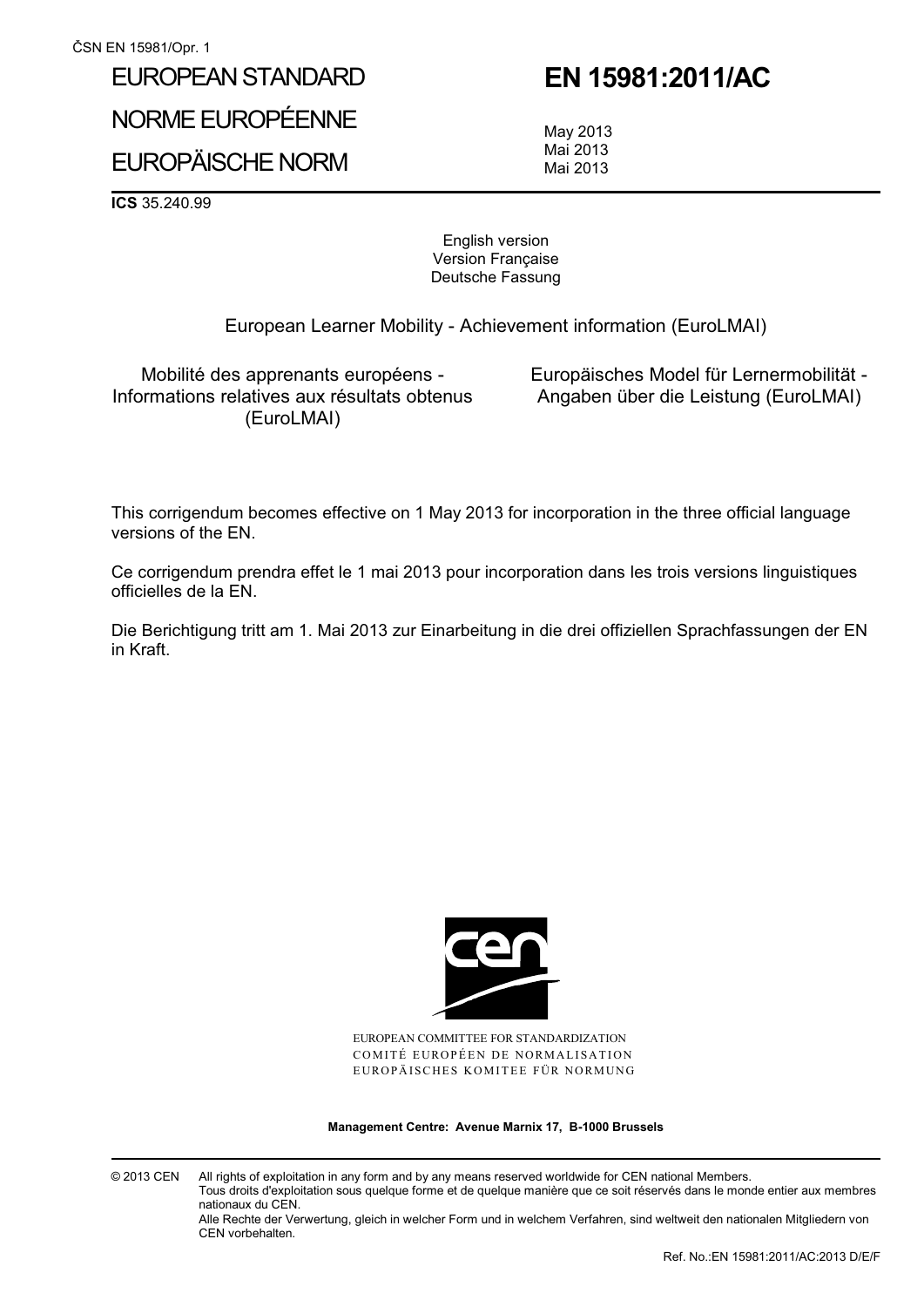# EUROPEAN STANDARD
# NORME EUROPÉENNE
# EUROPÄISCHE NORM

# EN 15981:2011/AC

May 2013
Mai 2013
Mai 2013

**ICS** 35.240.99

English version
Version Française
Deutsche Fassung

European Learner Mobility - Achievement information (EuroLMAI)

Mobilité des apprenants européens - Informations relatives aux résultats obtenus (EuroLMAI)

Europäisches Model für Lernermobilität - Angaben über die Leistung (EuroLMAI)

This corrigendum becomes effective on 1 May 2013 for incorporation in the three official language versions of the EN.

Ce corrigendum prendra effet le 1 mai 2013 pour incorporation dans les trois versions linguistiques officielles de la EN.

Die Berichtigung tritt am 1. Mai 2013 zur Einarbeitung in die drei offiziellen Sprachfassungen der EN in Kraft.

EUROPEAN COMMITTEE FOR STANDARDIZATION
COMITÉ EUROPÉEN DE NORMALISATION
EUROPÄISCHES KOMITEE FÜR NORMUNG

**Management Centre: Avenue Marnix 17, B-1000 Brussels**

© 2013 CEN All rights of exploitation in any form and by any means reserved worldwide for CEN national Members.
Tous droits d'exploitation sous quelque forme et de quelque manière que ce soit réservés dans le monde entier aux membres nationaux du CEN.
Alle Rechte der Verwertung, gleich in welcher Form und in welchem Verfahren, sind weltweit den nationalen Mitgliedern von CEN vorbehalten.

Ref. No.:EN 15981:2011/AC:2013 D/E/F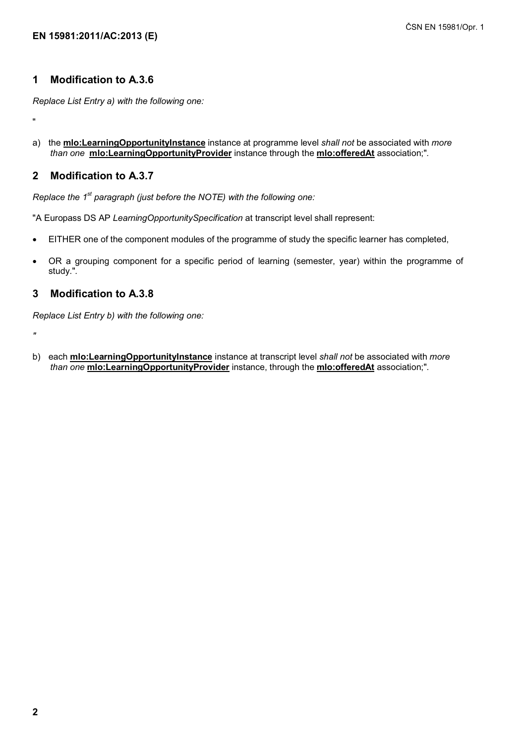## 1 Modification to A.3.6

*Replace List Entry a) with the following one:*

"

a) the **mlo:LearningOpportunityInstance** instance at programme level *shall not* be associated with *more than one* **mlo:LearningOpportunityProvider** instance through the **mlo:offeredAt** association;".

## 2 Modification to A.3.7

*Replace the 1st paragraph (just before the NOTE) with the following one:*

"A Europass DS AP *LearningOpportunitySpecification* at transcript level shall represent:

- EITHER one of the component modules of the programme of study the specific learner has completed,
- OR a grouping component for a specific period of learning (semester, year) within the programme of study.".

## 3 Modification to A.3.8

*Replace List Entry b) with the following one:*

"

b) each **mlo:LearningOpportunityInstance** instance at transcript level *shall not* be associated with *more than one* **mlo:LearningOpportunityProvider** instance, through the **mlo:offeredAt** association;".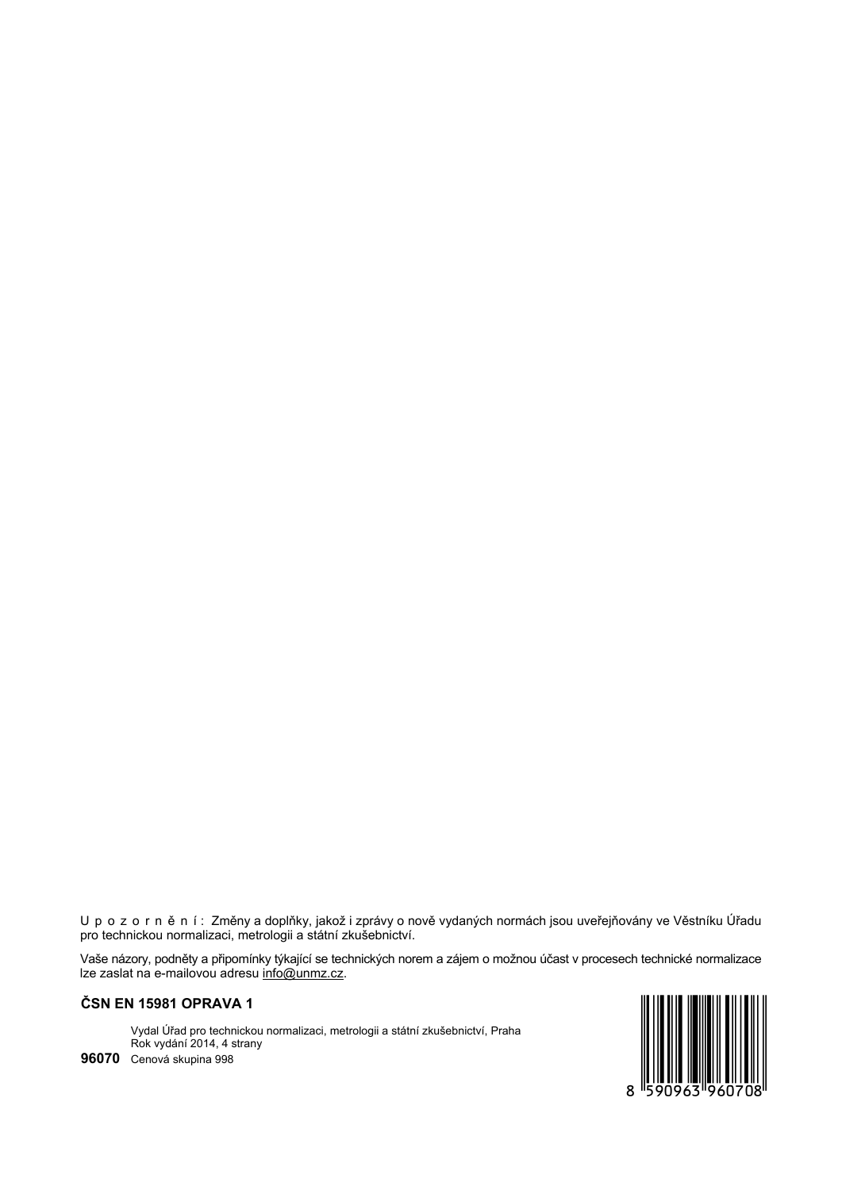U p o z o r n ě n í : Změny a doplňky, jakož i zprávy o nově vydaných normách jsou uveřejňovány ve Věstníku Úřadu pro technickou normalizaci, metrologii a státní zkušebnictví.

Vaše názory, podněty a připomínky týkající se technických norem a zájem o možnou účast v procesech technické normalizace lze zaslat na e-mailovou adresu info@unmz.cz.

**ČSN EN 15981 OPRAVA 1**

Vydal Úřad pro technickou normalizaci, metrologii a státní zkušebnictví, Praha
Rok vydání 2014, 4 strany

**96070** Cenová skupina 998

8 590963 960708